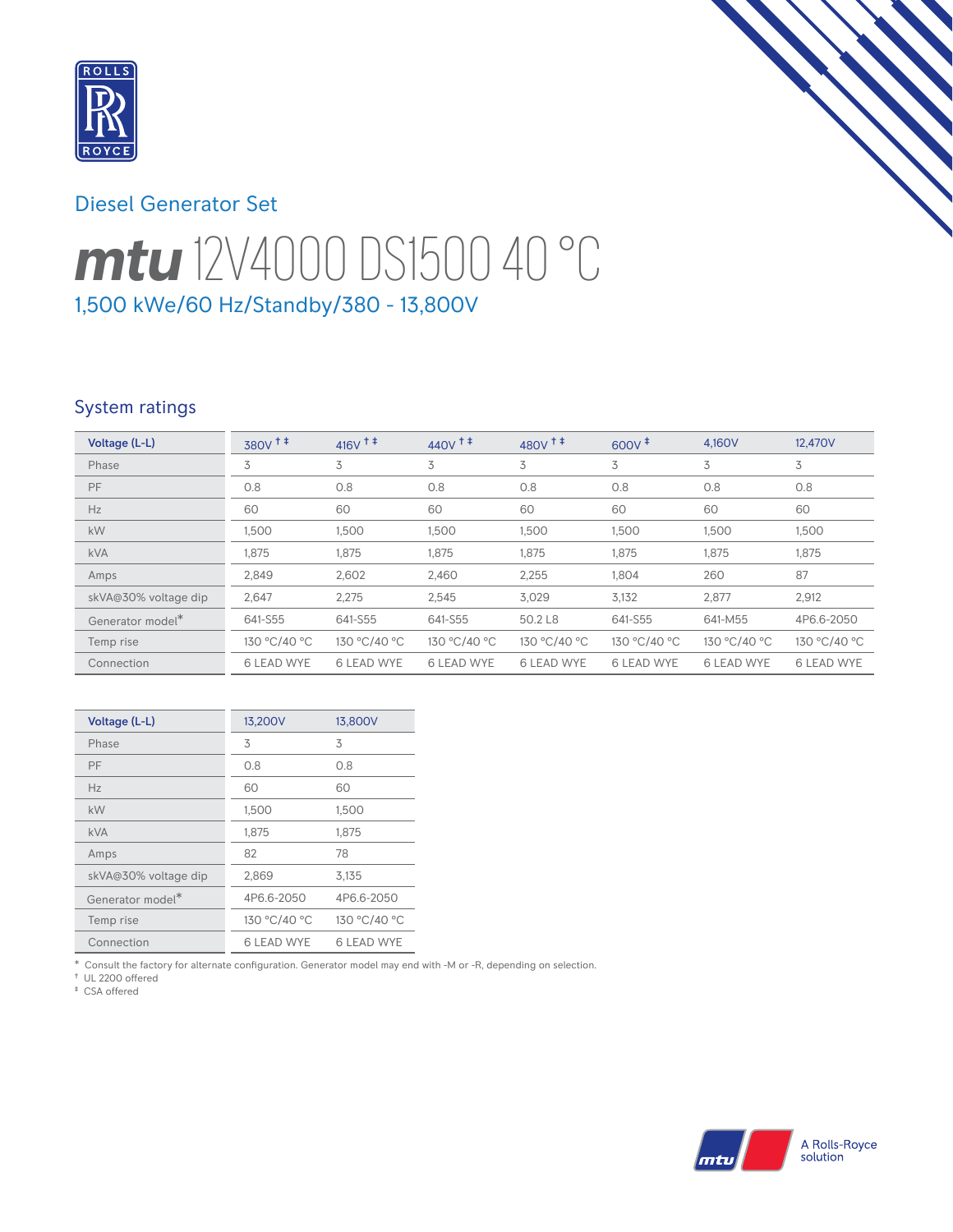## Diesel Generator Set

# mtu 12V4000 DS1500 40 °C

### 1,500 kWe/60 Hz/Standby/380 - 13,800V

## System ratings

| Voltage (L-L) | 380V † ‡ | 416V † ‡ | 440V † ‡ | 480V † ‡ | 600V ‡ | 4,160V | 12,470V |
|---|---|---|---|---|---|---|---|
| Phase | 3 | 3 | 3 | 3 | 3 | 3 | 3 |
| PF | 0.8 | 0.8 | 0.8 | 0.8 | 0.8 | 0.8 | 0.8 |
| Hz | 60 | 60 | 60 | 60 | 60 | 60 | 60 |
| kW | 1,500 | 1,500 | 1,500 | 1,500 | 1,500 | 1,500 | 1,500 |
| kVA | 1,875 | 1,875 | 1,875 | 1,875 | 1,875 | 1,875 | 1,875 |
| Amps | 2,849 | 2,602 | 2,460 | 2,255 | 1,804 | 260 | 87 |
| skVA@30% voltage dip | 2,647 | 2,275 | 2,545 | 3,029 | 3,132 | 2,877 | 2,912 |
| Generator model* | 641-S55 | 641-S55 | 641-S55 | 50.2 L8 | 641-S55 | 641-M55 | 4P6.6-2050 |
| Temp rise | 130 °C/40 °C | 130 °C/40 °C | 130 °C/40 °C | 130 °C/40 °C | 130 °C/40 °C | 130 °C/40 °C | 130 °C/40 °C |
| Connection | 6 LEAD WYE | 6 LEAD WYE | 6 LEAD WYE | 6 LEAD WYE | 6 LEAD WYE | 6 LEAD WYE | 6 LEAD WYE |

| Voltage (L-L) | 13,200V | 13,800V |
|---|---|---|
| Phase | 3 | 3 |
| PF | 0.8 | 0.8 |
| Hz | 60 | 60 |
| kW | 1,500 | 1,500 |
| kVA | 1,875 | 1,875 |
| Amps | 82 | 78 |
| skVA@30% voltage dip | 2,869 | 3,135 |
| Generator model* | 4P6.6-2050 | 4P6.6-2050 |
| Temp rise | 130 °C/40 °C | 130 °C/40 °C |
| Connection | 6 LEAD WYE | 6 LEAD WYE |

\* Consult the factory for alternate configuration. Generator model may end with -M or -R, depending on selection.
† UL 2200 offered
‡ CSA offered

A Rolls-Royce solution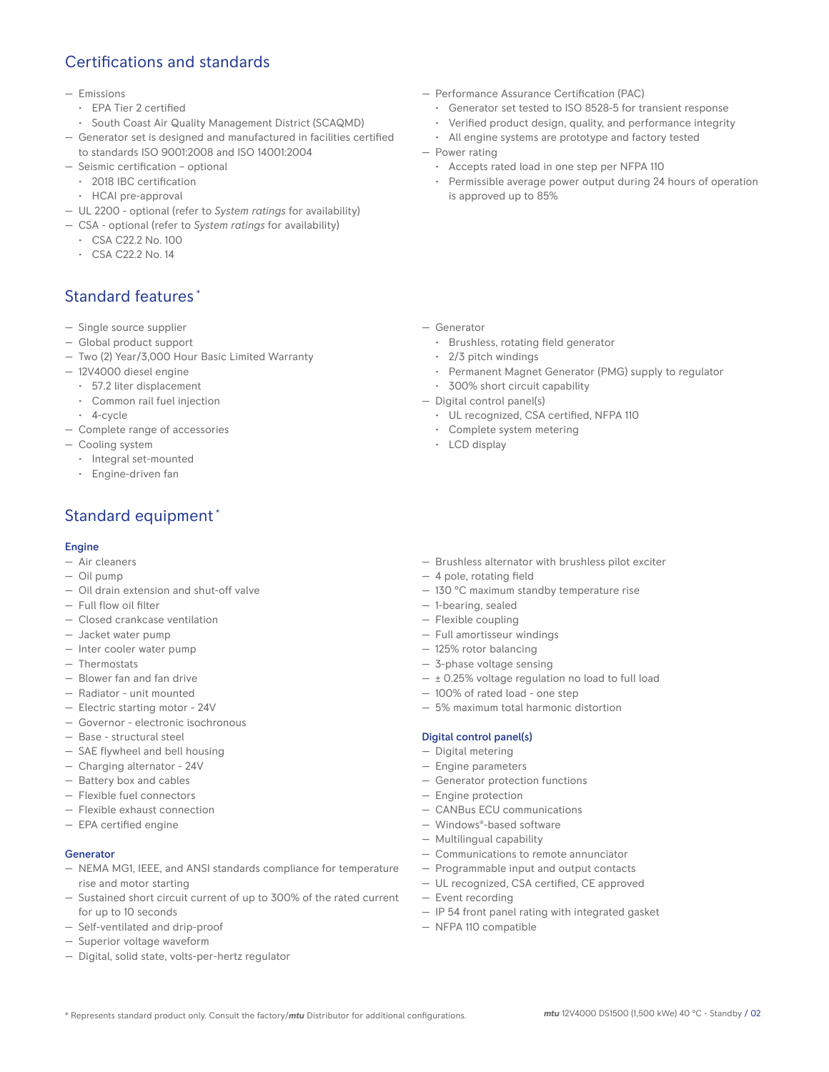## Certifications and standards

- Emissions
  - EPA Tier 2 certified
  - South Coast Air Quality Management District (SCAQMD)
- Generator set is designed and manufactured in facilities certified to standards ISO 9001:2008 and ISO 14001:2004
- Seismic certification – optional
  - 2018 IBC certification
  - HCAI pre-approval
- UL 2200 - optional (refer to *System ratings* for availability)
- CSA - optional (refer to *System ratings* for availability)
  - CSA C22.2 No. 100
  - CSA C22.2 No. 14
- Performance Assurance Certification (PAC)
  - Generator set tested to ISO 8528-5 for transient response
  - Verified product design, quality, and performance integrity
  - All engine systems are prototype and factory tested
- Power rating
  - Accepts rated load in one step per NFPA 110
  - Permissible average power output during 24 hours of operation is approved up to 85%

## Standard features*

- Single source supplier
- Global product support
- Two (2) Year/3,000 Hour Basic Limited Warranty
- 12V4000 diesel engine
  - 57.2 liter displacement
  - Common rail fuel injection
  - 4-cycle
- Complete range of accessories
- Cooling system
  - Integral set-mounted
  - Engine-driven fan
- Generator
  - Brushless, rotating field generator
  - 2/3 pitch windings
  - Permanent Magnet Generator (PMG) supply to regulator
  - 300% short circuit capability
- Digital control panel(s)
  - UL recognized, CSA certified, NFPA 110
  - Complete system metering
  - LCD display

## Standard equipment*

### Engine

- Air cleaners
- Oil pump
- Oil drain extension and shut-off valve
- Full flow oil filter
- Closed crankcase ventilation
- Jacket water pump
- Inter cooler water pump
- Thermostats
- Blower fan and fan drive
- Radiator - unit mounted
- Electric starting motor - 24V
- Governor - electronic isochronous
- Base - structural steel
- SAE flywheel and bell housing
- Charging alternator - 24V
- Battery box and cables
- Flexible fuel connectors
- Flexible exhaust connection
- EPA certified engine

### Generator

- NEMA MG1, IEEE, and ANSI standards compliance for temperature rise and motor starting
- Sustained short circuit current of up to 300% of the rated current for up to 10 seconds
- Self-ventilated and drip-proof
- Superior voltage waveform
- Digital, solid state, volts-per-hertz regulator
- Brushless alternator with brushless pilot exciter
- 4 pole, rotating field
- 130 °C maximum standby temperature rise
- 1-bearing, sealed
- Flexible coupling
- Full amortisseur windings
- 125% rotor balancing
- 3-phase voltage sensing
- ± 0.25% voltage regulation no load to full load
- 100% of rated load - one step
- 5% maximum total harmonic distortion

### Digital control panel(s)

- Digital metering
- Engine parameters
- Generator protection functions
- Engine protection
- CANBus ECU communications
- Windows®-based software
- Multilingual capability
- Communications to remote annunciator
- Programmable input and output contacts
- UL recognized, CSA certified, CE approved
- Event recording
- IP 54 front panel rating with integrated gasket
- NFPA 110 compatible

\* Represents standard product only. Consult the factory/***mtu*** Distributor for additional configurations.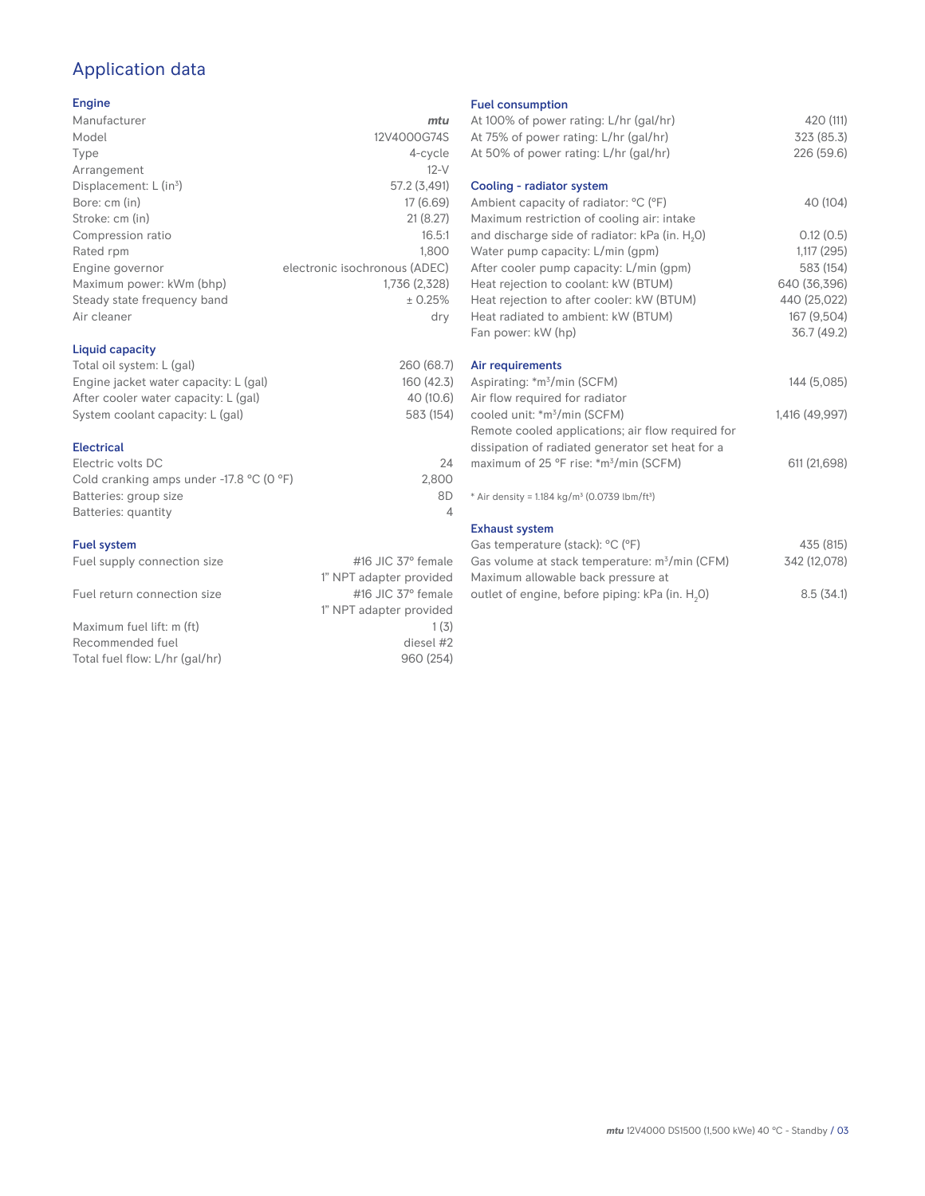# Application data

## Engine

| | |
|---|---|
| Manufacturer | *mtu* |
| Model | 12V4000G74S |
| Type | 4-cycle |
| Arrangement | 12-V |
| Displacement: L ($in^3$) | 57.2 (3,491) |
| Bore: cm (in) | 17 (6.69) |
| Stroke: cm (in) | 21 (8.27) |
| Compression ratio | 16.5:1 |
| Rated rpm | 1,800 |
| Engine governor | electronic isochronous (ADEC) |
| Maximum power: kWm (bhp) | 1,736 (2,328) |
| Steady state frequency band | ± 0.25% |
| Air cleaner | dry |

## Liquid capacity

| | |
|---|---|
| Total oil system: L (gal) | 260 (68.7) |
| Engine jacket water capacity: L (gal) | 160 (42.3) |
| After cooler water capacity: L (gal) | 40 (10.6) |
| System coolant capacity: L (gal) | 583 (154) |

## Electrical

| | |
|---|---|
| Electric volts DC | 24 |
| Cold cranking amps under -17.8 °C (0 °F) | 2,800 |
| Batteries: group size | 8D |
| Batteries: quantity | 4 |

## Fuel system

| | |
|---|---|
| Fuel supply connection size | #16 JIC 37° female 1" NPT adapter provided |
| Fuel return connection size | #16 JIC 37° female 1" NPT adapter provided |
| Maximum fuel lift: m (ft) | 1 (3) |
| Recommended fuel | diesel #2 |
| Total fuel flow: L/hr (gal/hr) | 960 (254) |

## Fuel consumption

| | |
|---|---|
| At 100% of power rating: L/hr (gal/hr) | 420 (111) |
| At 75% of power rating: L/hr (gal/hr) | 323 (85.3) |
| At 50% of power rating: L/hr (gal/hr) | 226 (59.6) |

## Cooling - radiator system

| | |
|---|---|
| Ambient capacity of radiator: °C (°F) | 40 (104) |
| Maximum restriction of cooling air: intake and discharge side of radiator: kPa (in. $H_2O$) | 0.12 (0.5) |
| Water pump capacity: L/min (gpm) | 1,117 (295) |
| After cooler pump capacity: L/min (gpm) | 583 (154) |
| Heat rejection to coolant: kW (BTUM) | 640 (36,396) |
| Heat rejection to after cooler: kW (BTUM) | 440 (25,022) |
| Heat radiated to ambient: kW (BTUM) | 167 (9,504) |
| Fan power: kW (hp) | 36.7 (49.2) |

## Air requirements

| | |
|---|---|
| Aspirating: *$m^3$/min (SCFM) | 144 (5,085) |
| Air flow required for radiator cooled unit: *$m^3$/min (SCFM) | 1,416 (49,997) |
| Remote cooled applications; air flow required for dissipation of radiated generator set heat for a maximum of 25 °F rise: *$m^3$/min (SCFM) | 611 (21,698) |

* Air density = 1.184 kg/$m^3$ (0.0739 lbm/$ft^3$)

## Exhaust system

| | |
|---|---|
| Gas temperature (stack): °C (°F) | 435 (815) |
| Gas volume at stack temperature: $m^3$/min (CFM) | 342 (12,078) |
| Maximum allowable back pressure at outlet of engine, before piping: kPa (in. $H_2O$) | 8.5 (34.1) |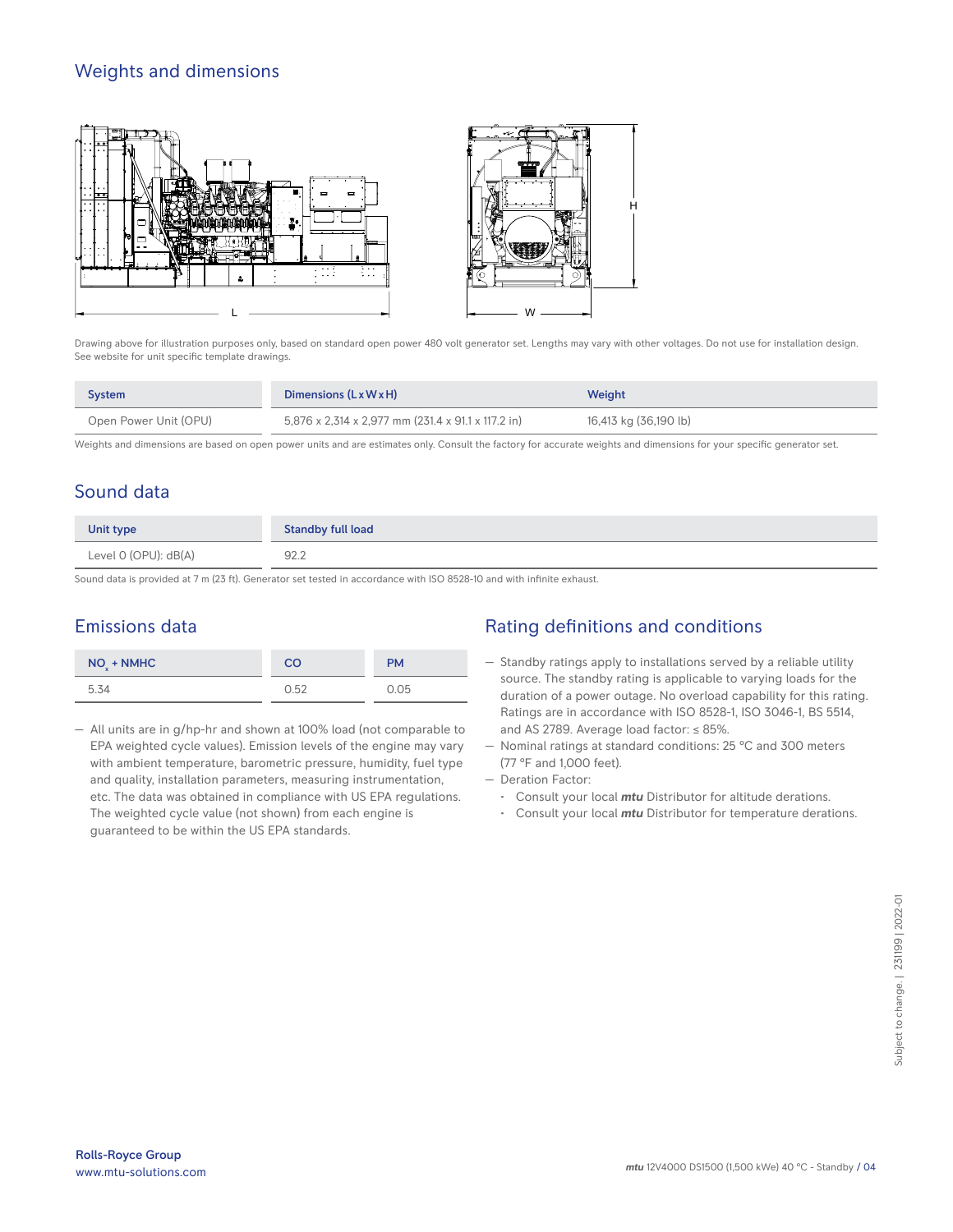## Weights and dimensions

L

W

H

Drawing above for illustration purposes only, based on standard open power 480 volt generator set. Lengths may vary with other voltages. Do not use for installation design. See website for unit specific template drawings.

| System | Dimensions (L x W x H) | Weight |
|---|---|---|
| Open Power Unit (OPU) | 5,876 x 2,314 x 2,977 mm (231.4 x 91.1 x 117.2 in) | 16,413 kg (36,190 lb) |

Weights and dimensions are based on open power units and are estimates only. Consult the factory for accurate weights and dimensions for your specific generator set.

## Sound data

| Unit type | Standby full load |
|---|---|
| Level 0 (OPU): dB(A) | 92.2 |

Sound data is provided at 7 m (23 ft). Generator set tested in accordance with ISO 8528-10 and with infinite exhaust.

## Emissions data

| $NO_x$ + NMHC | CO | PM |
|---|---|---|
| 5.34 | 0.52 | 0.05 |

— All units are in g/hp-hr and shown at 100% load (not comparable to EPA weighted cycle values). Emission levels of the engine may vary with ambient temperature, barometric pressure, humidity, fuel type and quality, installation parameters, measuring instrumentation, etc. The data was obtained in compliance with US EPA regulations. The weighted cycle value (not shown) from each engine is guaranteed to be within the US EPA standards.

## Rating definitions and conditions

— Standby ratings apply to installations served by a reliable utility source. The standby rating is applicable to varying loads for the duration of a power outage. No overload capability for this rating. Ratings are in accordance with ISO 8528-1, ISO 3046-1, BS 5514, and AS 2789. Average load factor: ≤ 85%.

— Nominal ratings at standard conditions: 25 °C and 300 meters (77 °F and 1,000 feet).

— Deration Factor:
  - Consult your local ***mtu*** Distributor for altitude derations.
  - Consult your local ***mtu*** Distributor for temperature derations.

Subject to change. | 231199 | 2022-01

Rolls-Royce Group
www.mtu-solutions.com